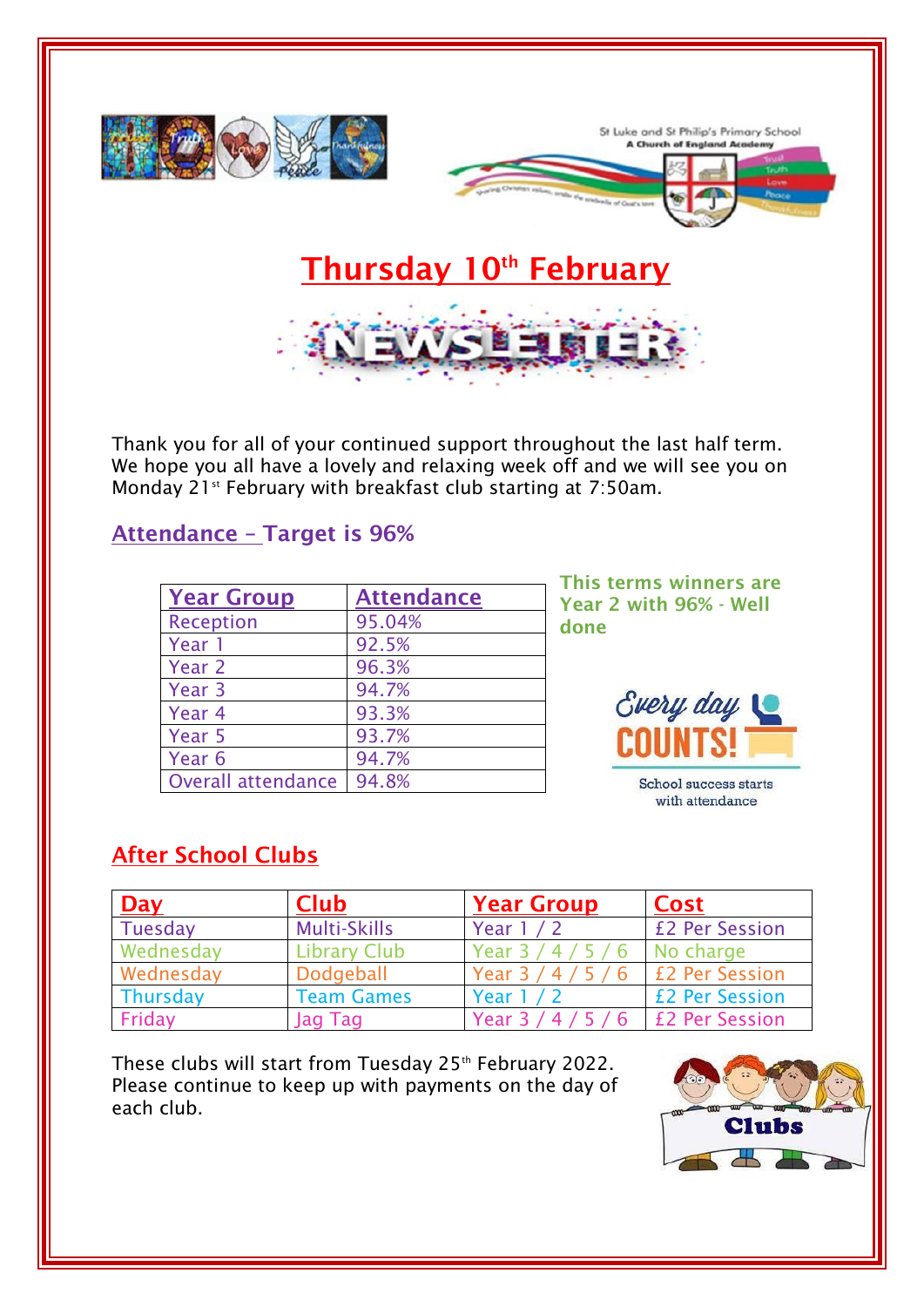St Luke and St Philip's Primary School
A Church of England Academy

# Thursday 10th February

## NEWSLETTER

Thank you for all of your continued support throughout the last half term. We hope you all have a lovely and relaxing week off and we will see you on Monday 21st February with breakfast club starting at 7:50am.

## Attendance – Target is 96%

| Year Group | Attendance |
|---|---|
| Reception | 95.04% |
| Year 1 | 92.5% |
| Year 2 | 96.3% |
| Year 3 | 94.7% |
| Year 4 | 93.3% |
| Year 5 | 93.7% |
| Year 6 | 94.7% |
| Overall attendance | 94.8% |

**This terms winners are Year 2 with 96% - Well done**

Every day COUNTS!

School success starts with attendance

## After School Clubs

| Day | Club | Year Group | Cost |
|---|---|---|---|
| Tuesday | Multi-Skills | Year 1 / 2 | £2 Per Session |
| Wednesday | Library Club | Year 3 / 4 / 5 / 6 | No charge |
| Wednesday | Dodgeball | Year 3 / 4 / 5 / 6 | £2 Per Session |
| Thursday | Team Games | Year 1 / 2 | £2 Per Session |
| Friday | Jag Tag | Year 3 / 4 / 5 / 6 | £2 Per Session |

These clubs will start from Tuesday 25th February 2022. Please continue to keep up with payments on the day of each club.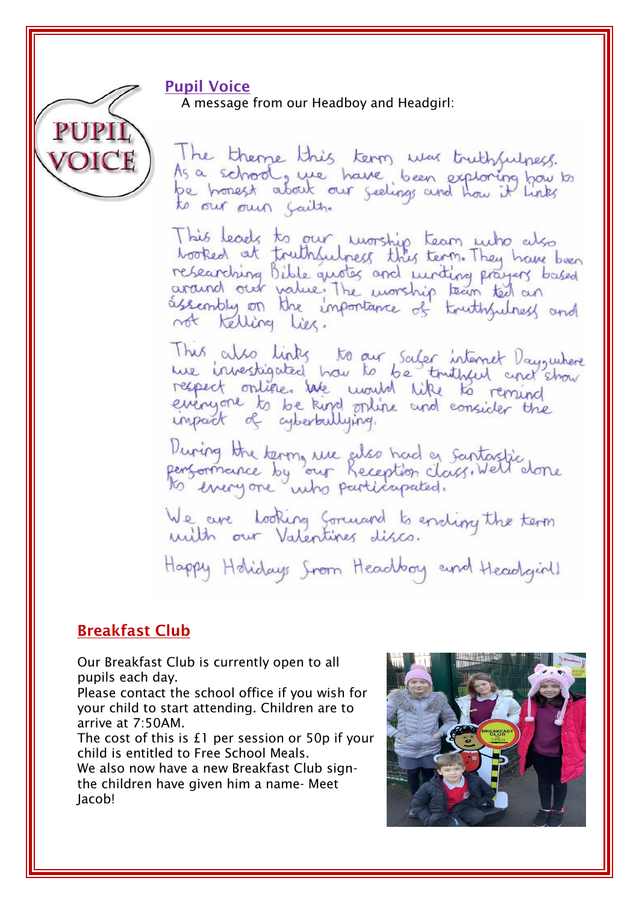## Pupil Voice

A message from our Headboy and Headgirl:

The theme this term was truthfulness. As a school, we have been exploring how to be honest about our feelings and how it links to our own faith.

This leads to our worship team who also looked at truthfulness this term. They have been researching Bible quotes and writing prayers based around our value. The worship team led an assembly on the importance of truthfulness and not telling lies.

This also links to our Safer internet Day, where we investigated how to be truthful and show respect online. We would like to remind everyone to be kind online and consider the impact of cyberbullying.

During the term, we also had a fantastic performance by our Reception class. Well done to everyone who participated.

We are looking forward to ending the term with our Valentines disco.

Happy Holidays from Headboy and Headgirl!

## Breakfast Club

Our Breakfast Club is currently open to all pupils each day.

Please contact the school office if you wish for your child to start attending. Children are to arrive at 7:50AM.

The cost of this is £1 per session or 50p if your child is entitled to Free School Meals.

We also now have a new Breakfast Club sign- the children have given him a name- Meet Jacob!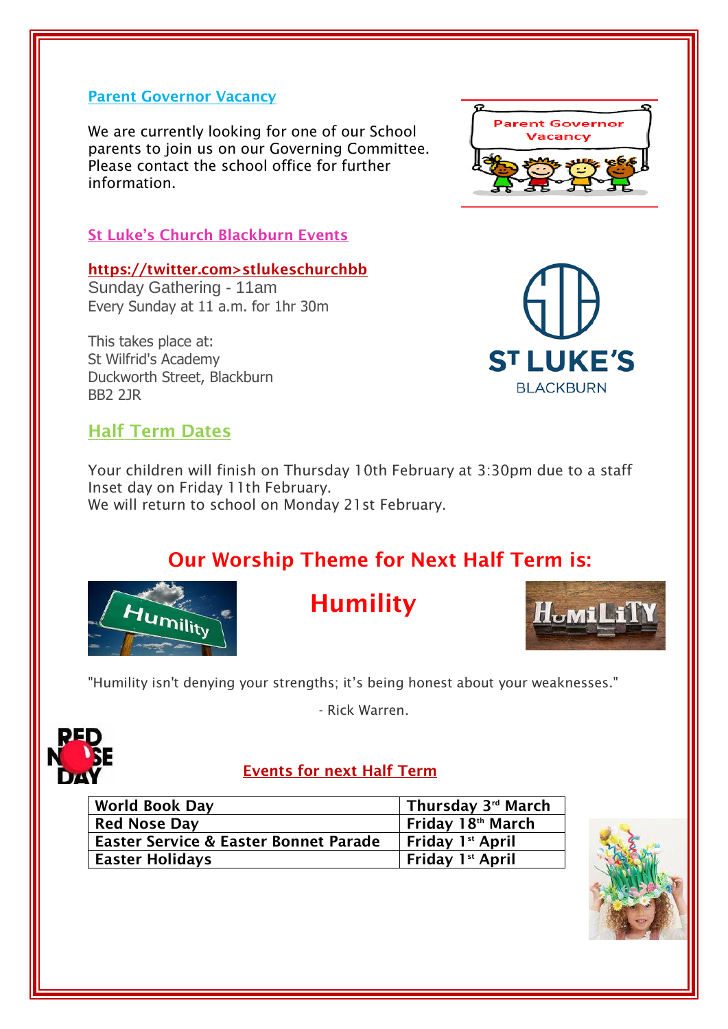## Parent Governor Vacancy

We are currently looking for one of our School parents to join us on our Governing Committee. Please contact the school office for further information.

## St Luke's Church Blackburn Events

**https://twitter.com>stlukeschurchbb**

Sunday Gathering - 11am

Every Sunday at 11 a.m. for 1hr 30m

This takes place at:
St Wilfrid's Academy
Duckworth Street, Blackburn
BB2 2JR

## Half Term Dates

Your children will finish on Thursday 10th February at 3:30pm due to a staff Inset day on Friday 11th February.
We will return to school on Monday 21st February.

## Our Worship Theme for Next Half Term is:

# Humility

"Humility isn't denying your strengths; it's being honest about your weaknesses."

- Rick Warren.

## Events for next Half Term

| | |
|---|---|
| **World Book Day** | **Thursday 3rd March** |
| **Red Nose Day** | **Friday 18th March** |
| **Easter Service & Easter Bonnet Parade** | **Friday 1st April** |
| **Easter Holidays** | **Friday 1st April** |